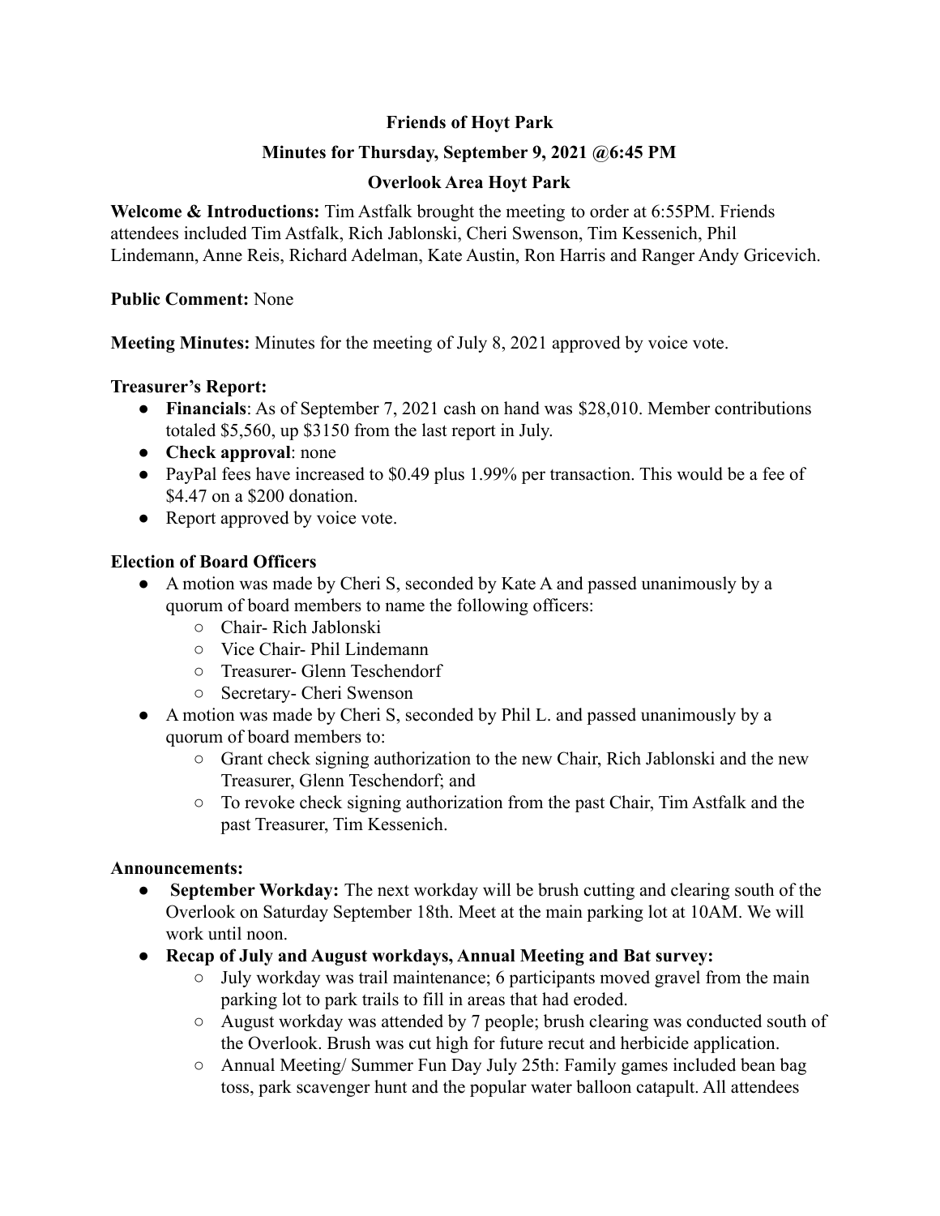# Friends of Hoyt Park

## Minutes for Thursday, September 9, 2021 @6:45 PM

## Overlook Area Hoyt Park

**Welcome & Introductions:** Tim Astfalk brought the meeting to order at 6:55PM. Friends attendees included Tim Astfalk, Rich Jablonski, Cheri Swenson, Tim Kessenich, Phil Lindemann, Anne Reis, Richard Adelman, Kate Austin, Ron Harris and Ranger Andy Gricevich.

**Public Comment:** None

**Meeting Minutes:** Minutes for the meeting of July 8, 2021 approved by voice vote.

**Treasurer's Report:**

- **Financials**: As of September 7, 2021 cash on hand was $28,010. Member contributions totaled $5,560, up $3150 from the last report in July.
- **Check approval**: none
- PayPal fees have increased to $0.49 plus 1.99% per transaction. This would be a fee of $4.47 on a $200 donation.
- Report approved by voice vote.

**Election of Board Officers**

- A motion was made by Cheri S, seconded by Kate A and passed unanimously by a quorum of board members to name the following officers:
  - Chair- Rich Jablonski
  - Vice Chair- Phil Lindemann
  - Treasurer- Glenn Teschendorf
  - Secretary- Cheri Swenson
- A motion was made by Cheri S, seconded by Phil L. and passed unanimously by a quorum of board members to:
  - Grant check signing authorization to the new Chair, Rich Jablonski and the new Treasurer, Glenn Teschendorf; and
  - To revoke check signing authorization from the past Chair, Tim Astfalk and the past Treasurer, Tim Kessenich.

**Announcements:**

- **September Workday:** The next workday will be brush cutting and clearing south of the Overlook on Saturday September 18th. Meet at the main parking lot at 10AM. We will work until noon.
- **Recap of July and August workdays, Annual Meeting and Bat survey:**
  - July workday was trail maintenance; 6 participants moved gravel from the main parking lot to park trails to fill in areas that had eroded.
  - August workday was attended by 7 people; brush clearing was conducted south of the Overlook. Brush was cut high for future recut and herbicide application.
  - Annual Meeting/ Summer Fun Day July 25th: Family games included bean bag toss, park scavenger hunt and the popular water balloon catapult. All attendees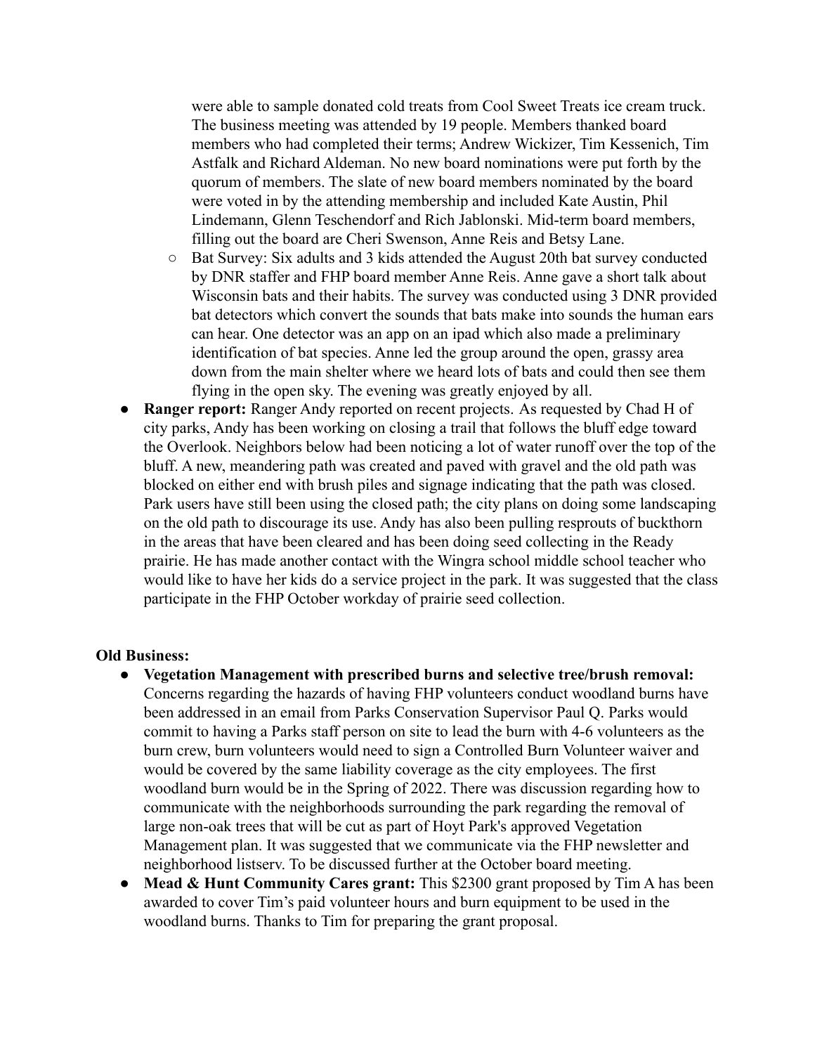were able to sample donated cold treats from Cool Sweet Treats ice cream truck. The business meeting was attended by 19 people. Members thanked board members who had completed their terms; Andrew Wickizer, Tim Kessenich, Tim Astfalk and Richard Aldeman. No new board nominations were put forth by the quorum of members. The slate of new board members nominated by the board were voted in by the attending membership and included Kate Austin, Phil Lindemann, Glenn Teschendorf and Rich Jablonski. Mid-term board members, filling out the board are Cheri Swenson, Anne Reis and Betsy Lane.
    - Bat Survey: Six adults and 3 kids attended the August 20th bat survey conducted by DNR staffer and FHP board member Anne Reis. Anne gave a short talk about Wisconsin bats and their habits. The survey was conducted using 3 DNR provided bat detectors which convert the sounds that bats make into sounds the human ears can hear. One detector was an app on an ipad which also made a preliminary identification of bat species. Anne led the group around the open, grassy area down from the main shelter where we heard lots of bats and could then see them flying in the open sky. The evening was greatly enjoyed by all.
- **Ranger report:** Ranger Andy reported on recent projects. As requested by Chad H of city parks, Andy has been working on closing a trail that follows the bluff edge toward the Overlook. Neighbors below had been noticing a lot of water runoff over the top of the bluff. A new, meandering path was created and paved with gravel and the old path was blocked on either end with brush piles and signage indicating that the path was closed. Park users have still been using the closed path; the city plans on doing some landscaping on the old path to discourage its use. Andy has also been pulling resprouts of buckthorn in the areas that have been cleared and has been doing seed collecting in the Ready prairie. He has made another contact with the Wingra school middle school teacher who would like to have her kids do a service project in the park. It was suggested that the class participate in the FHP October workday of prairie seed collection.

**Old Business:**

- **Vegetation Management with prescribed burns and selective tree/brush removal:** Concerns regarding the hazards of having FHP volunteers conduct woodland burns have been addressed in an email from Parks Conservation Supervisor Paul Q. Parks would commit to having a Parks staff person on site to lead the burn with 4-6 volunteers as the burn crew, burn volunteers would need to sign a Controlled Burn Volunteer waiver and would be covered by the same liability coverage as the city employees. The first woodland burn would be in the Spring of 2022. There was discussion regarding how to communicate with the neighborhoods surrounding the park regarding the removal of large non-oak trees that will be cut as part of Hoyt Park's approved Vegetation Management plan. It was suggested that we communicate via the FHP newsletter and neighborhood listserv. To be discussed further at the October board meeting.
- **Mead & Hunt Community Cares grant:** This $2300 grant proposed by Tim A has been awarded to cover Tim's paid volunteer hours and burn equipment to be used in the woodland burns. Thanks to Tim for preparing the grant proposal.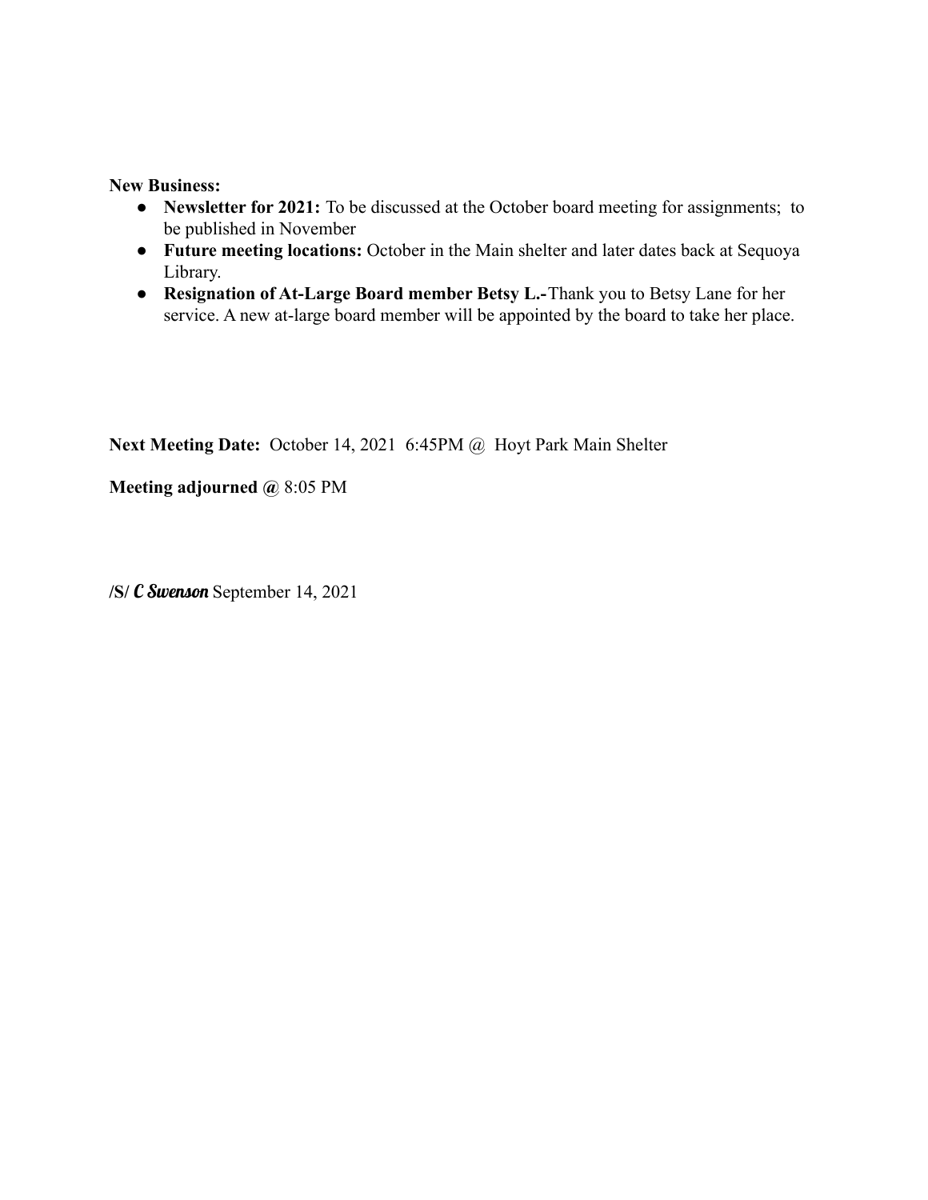**New Business:**

- **Newsletter for 2021:** To be discussed at the October board meeting for assignments; to be published in November
- **Future meeting locations:** October in the Main shelter and later dates back at Sequoya Library.
- **Resignation of At-Large Board member Betsy L.-**Thank you to Betsy Lane for her service. A new at-large board member will be appointed by the board to take her place.

**Next Meeting Date:** October 14, 2021 6:45PM @ Hoyt Park Main Shelter

**Meeting adjourned @** 8:05 PM

**/S/** ***C Swenson*** September 14, 2021